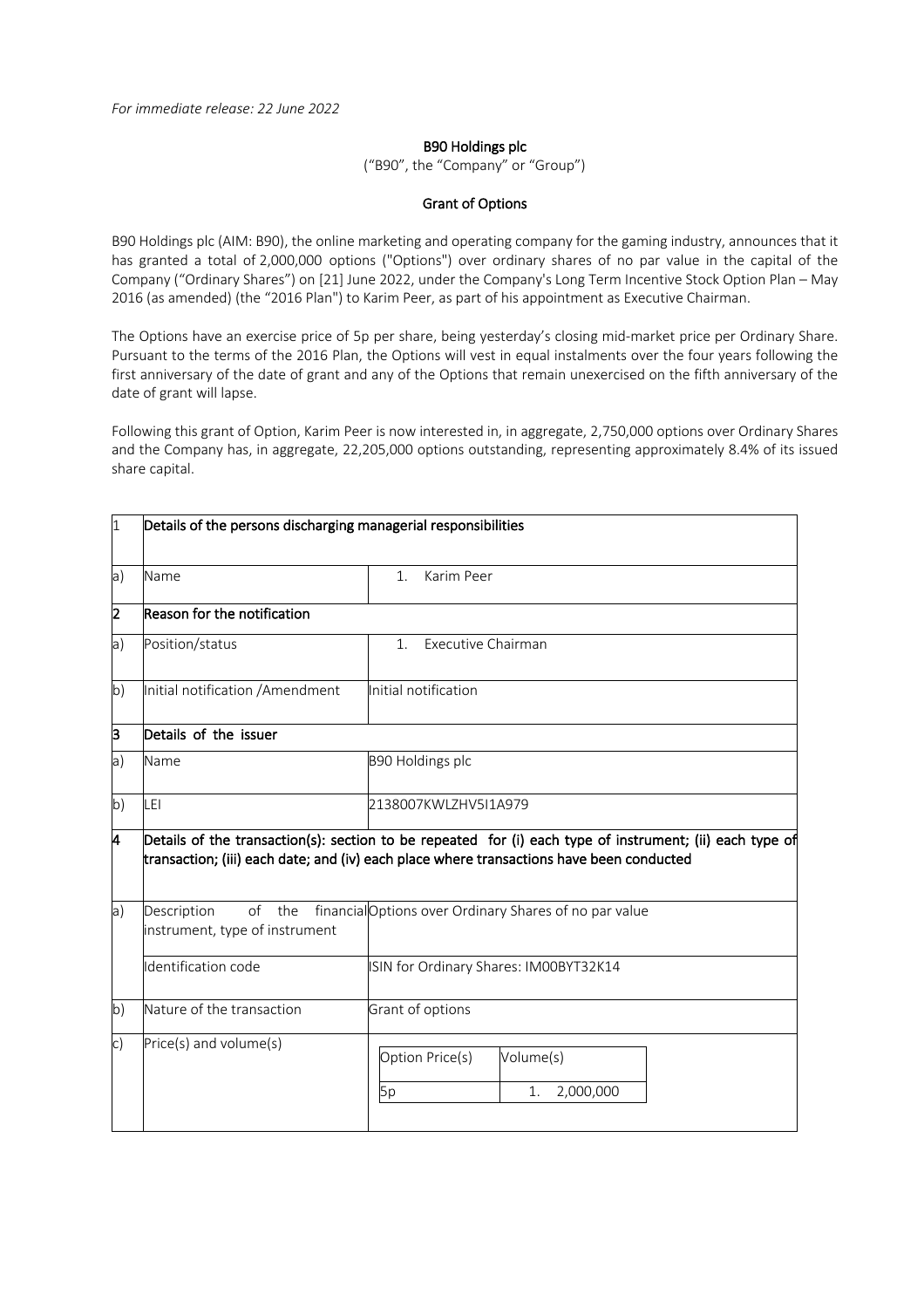*For immediate release: 22 June 2022*

**B90 Holdings plc**

("B90", the "Company" or "Group")

**Grant of Options**

B90 Holdings plc (AIM: B90), the online marketing and operating company for the gaming industry, announces that it has granted a total of 2,000,000 options ("Options") over ordinary shares of no par value in the capital of the Company ("Ordinary Shares") on [21] June 2022, under the Company's Long Term Incentive Stock Option Plan – May 2016 (as amended) (the "2016 Plan") to Karim Peer, as part of his appointment as Executive Chairman.

The Options have an exercise price of 5p per share, being yesterday's closing mid-market price per Ordinary Share. Pursuant to the terms of the 2016 Plan, the Options will vest in equal instalments over the four years following the first anniversary of the date of grant and any of the Options that remain unexercised on the fifth anniversary of the date of grant will lapse.

Following this grant of Option, Karim Peer is now interested in, in aggregate, 2,750,000 options over Ordinary Shares and the Company has, in aggregate, 22,205,000 options outstanding, representing approximately 8.4% of its issued share capital.

| 1 | **Details of the persons discharging managerial responsibilities** | |
|---|---|---|
| a) | Name | 1. Karim Peer |
| **2** | **Reason for the notification** | |
| a) | Position/status | 1. Executive Chairman |
| b) | Initial notification /Amendment | Initial notification |
| **3** | **Details of the issuer** | |
| a) | Name | B90 Holdings plc |
| b) | LEI | 2138007KWLZHV5I1A979 |
| **4** | **Details of the transaction(s): section to be repeated for (i) each type of instrument; (ii) each type of transaction; (iii) each date; and (iv) each place where transactions have been conducted** | |
| a) | Description of the financial instrument, type of instrument | Options over Ordinary Shares of no par value |
| | Identification code | ISIN for Ordinary Shares: IM00BYT32K14 |
| b) | Nature of the transaction | Grant of options |
| c) | Price(s) and volume(s) | Option Price(s): 5p; Volume(s): 1. 2,000,000 |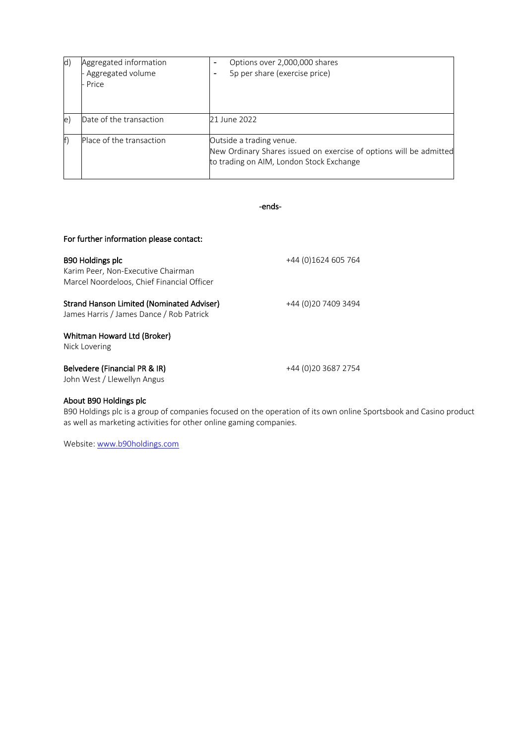| | | |
|---|---|---|
| d) | Aggregated information<br>- Aggregated volume<br>- Price | - Options over 2,000,000 shares<br>- 5p per share (exercise price) |
| e) | Date of the transaction | 21 June 2022 |
| f) | Place of the transaction | Outside a trading venue.<br>New Ordinary Shares issued on exercise of options will be admitted to trading on AIM, London Stock Exchange |

-ends-

**For further information please contact:**

**B90 Holdings plc** +44 (0)1624 605 764
Karim Peer, Non-Executive Chairman
Marcel Noordeloos, Chief Financial Officer

**Strand Hanson Limited (Nominated Adviser)** +44 (0)20 7409 3494
James Harris / James Dance / Rob Patrick

**Whitman Howard Ltd (Broker)**
Nick Lovering

**Belvedere (Financial PR & IR)** +44 (0)20 3687 2754
John West / Llewellyn Angus

**About B90 Holdings plc**

B90 Holdings plc is a group of companies focused on the operation of its own online Sportsbook and Casino product as well as marketing activities for other online gaming companies.

Website: www.b90holdings.com